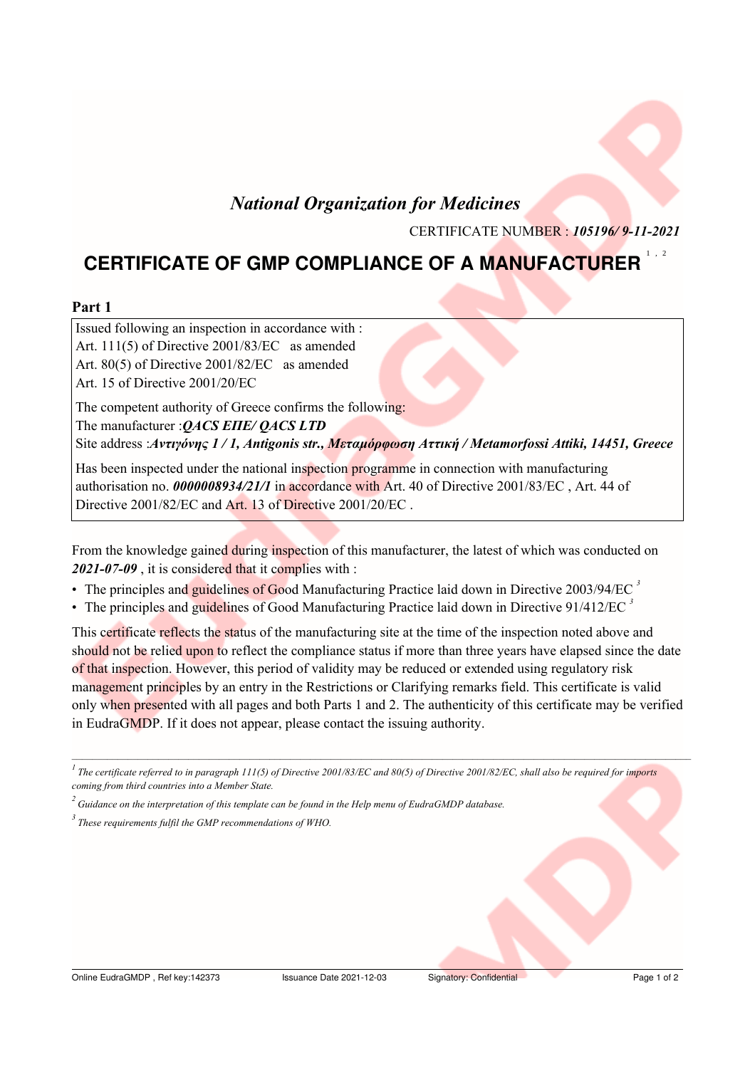*National Organization for Medicines*

CERTIFICATE NUMBER : ***105196/ 9-11-2021***

# CERTIFICATE OF GMP COMPLIANCE OF A MANUFACTURER [1, 2]

**Part 1**

Issued following an inspection in accordance with :
Art. 111(5) of Directive 2001/83/EC as amended
Art. 80(5) of Directive 2001/82/EC as amended
Art. 15 of Directive 2001/20/EC

The competent authority of Greece confirms the following:
The manufacturer :***QACS ΕΠΕ/ QACS LTD***
Site address :***Αντιγόνης 1 / 1, Antigonis str., Μεταμόρφωση Αττική / Metamorfossi Attiki, 14451, Greece***

Has been inspected under the national inspection programme in connection with manufacturing authorisation no. ***0000008934/21/1*** in accordance with Art. 40 of Directive 2001/83/EC , Art. 44 of Directive 2001/82/EC and Art. 13 of Directive 2001/20/EC .

From the knowledge gained during inspection of this manufacturer, the latest of which was conducted on ***2021-07-09*** , it is considered that it complies with :

- The principles and guidelines of Good Manufacturing Practice laid down in Directive 2003/94/EC [3]
- The principles and guidelines of Good Manufacturing Practice laid down in Directive 91/412/EC [3]

This certificate reflects the status of the manufacturing site at the time of the inspection noted above and should not be relied upon to reflect the compliance status if more than three years have elapsed since the date of that inspection. However, this period of validity may be reduced or extended using regulatory risk management principles by an entry in the Restrictions or Clarifying remarks field. This certificate is valid only when presented with all pages and both Parts 1 and 2. The authenticity of this certificate may be verified in EudraGMDP. If it does not appear, please contact the issuing authority.

---

[1] *The certificate referred to in paragraph 111(5) of Directive 2001/83/EC and 80(5) of Directive 2001/82/EC, shall also be required for imports coming from third countries into a Member State.*

[2] *Guidance on the interpretation of this template can be found in the Help menu of EudraGMDP database.*

[3] *These requirements fulfil the GMP recommendations of WHO.*

Online EudraGMDP , Ref key:142373 Issuance Date 2021-12-03 Signatory: Confidential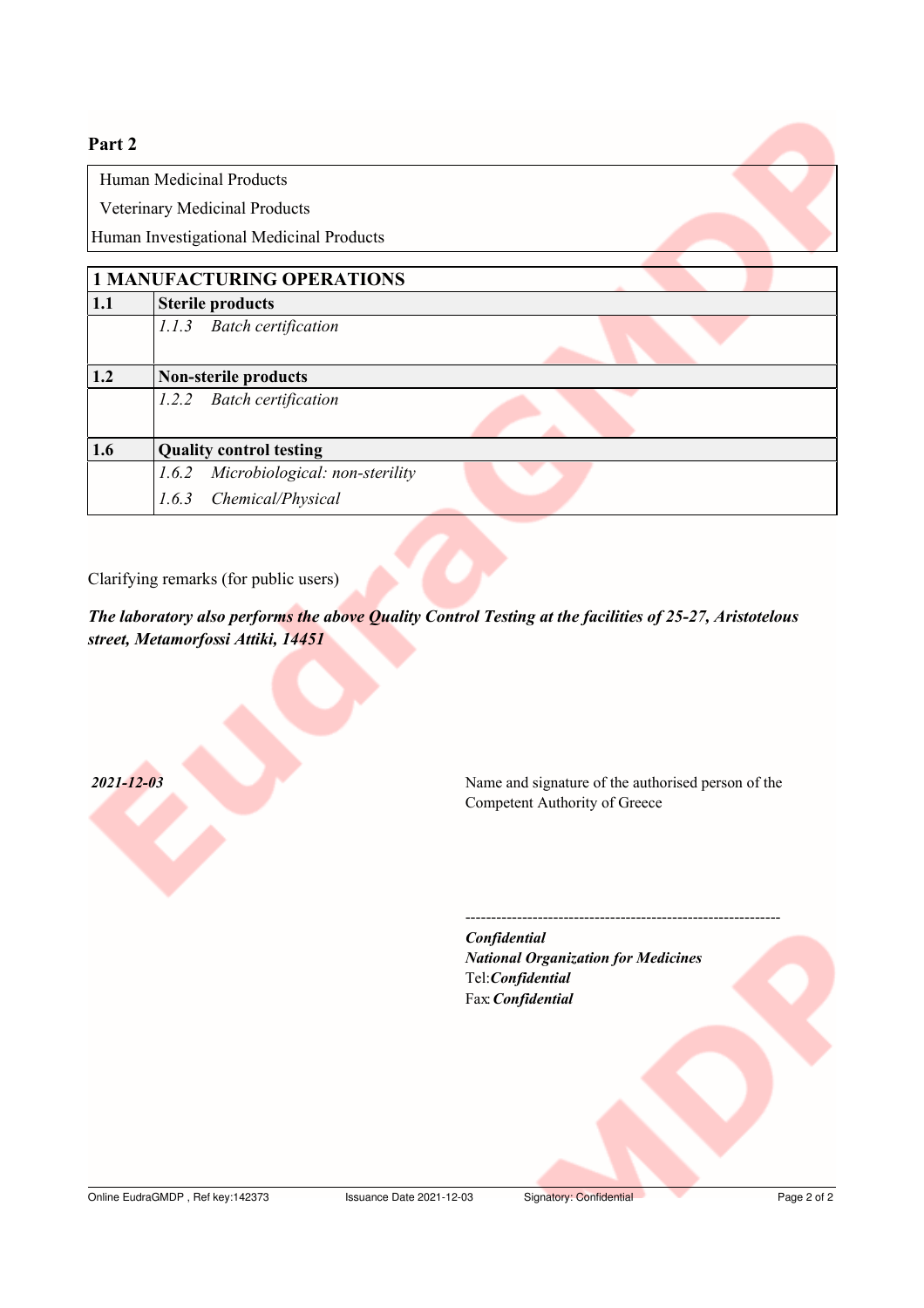**Part 2**

| Human Medicinal Products |
| --- |
| Veterinary Medicinal Products |
| Human Investigational Medicinal Products |

| **1 MANUFACTURING OPERATIONS** | |
| --- | --- |
| **1.1** | **Sterile products** |
| | *1.1.3 Batch certification* |
| **1.2** | **Non-sterile products** |
| | *1.2.2 Batch certification* |
| **1.6** | **Quality control testing** |
| | *1.6.2 Microbiological: non-sterility* |
| | *1.6.3 Chemical/Physical* |

Clarifying remarks (for public users)

***The laboratory also performs the above Quality Control Testing at the facilities of 25-27, Aristotelous street, Metamorfossi Attiki, 14451***

***2021-12-03***

Name and signature of the authorised person of the Competent Authority of Greece

---

***Confidential***
***National Organization for Medicines***
Tel:***Confidential***
Fax:***Confidential***

Online EudraGMDP , Ref key:142373 Issuance Date 2021-12-03 Signatory: Confidential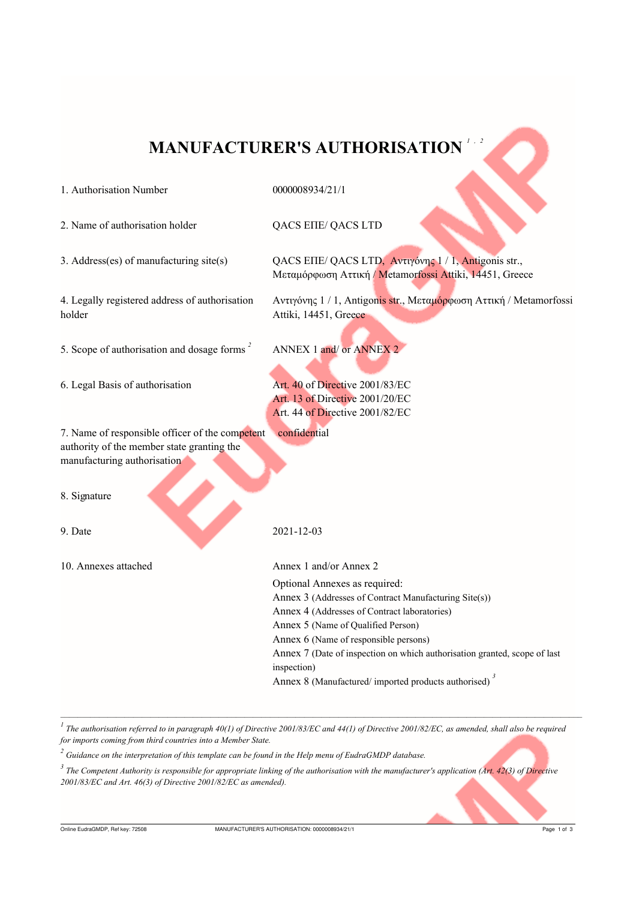# MANUFACTURER'S AUTHORISATION [1, 2]

| | |
|---|---|
| 1. Authorisation Number | 0000008934/21/1 |
| 2. Name of authorisation holder | QACS ΕΠΕ/ QACS LTD |
| 3. Address(es) of manufacturing site(s) | QACS ΕΠΕ/ QACS LTD, Αντιγόνης 1 / 1, Antigonis str., Μεταμόρφωση Αττική / Metamorfossi Attiki, 14451, Greece |
| 4. Legally registered address of authorisation holder | Αντιγόνης 1 / 1, Antigonis str., Μεταμόρφωση Αττική / Metamorfossi Attiki, 14451, Greece |
| 5. Scope of authorisation and dosage forms [2] | ANNEX 1 and/ or ANNEX 2 |
| 6. Legal Basis of authorisation | Art. 40 of Directive 2001/83/EC<br>Art. 13 of Directive 2001/20/EC<br>Art. 44 of Directive 2001/82/EC |
| 7. Name of responsible officer of the competent authority of the member state granting the manufacturing authorisation | confidential |
| 8. Signature | |
| 9. Date | 2021-12-03 |
| 10. Annexes attached | Annex 1 and/or Annex 2<br>Optional Annexes as required:<br>Annex 3 (Addresses of Contract Manufacturing Site(s))<br>Annex 4 (Addresses of Contract laboratories)<br>Annex 5 (Name of Qualified Person)<br>Annex 6 (Name of responsible persons)<br>Annex 7 (Date of inspection on which authorisation granted, scope of last inspection)<br>Annex 8 (Manufactured/ imported products authorised) [3] |

---

[1] *The authorisation referred to in paragraph 40(1) of Directive 2001/83/EC and 44(1) of Directive 2001/82/EC, as amended, shall also be required for imports coming from third countries into a Member State.*

[2] *Guidance on the interpretation of this template can be found in the Help menu of EudraGMDP database.*

[3] *The Competent Authority is responsible for appropriate linking of the authorisation with the manufacturer's application (Art. 42(3) of Directive 2001/83/EC and Art. 46(3) of Directive 2001/82/EC as amended).*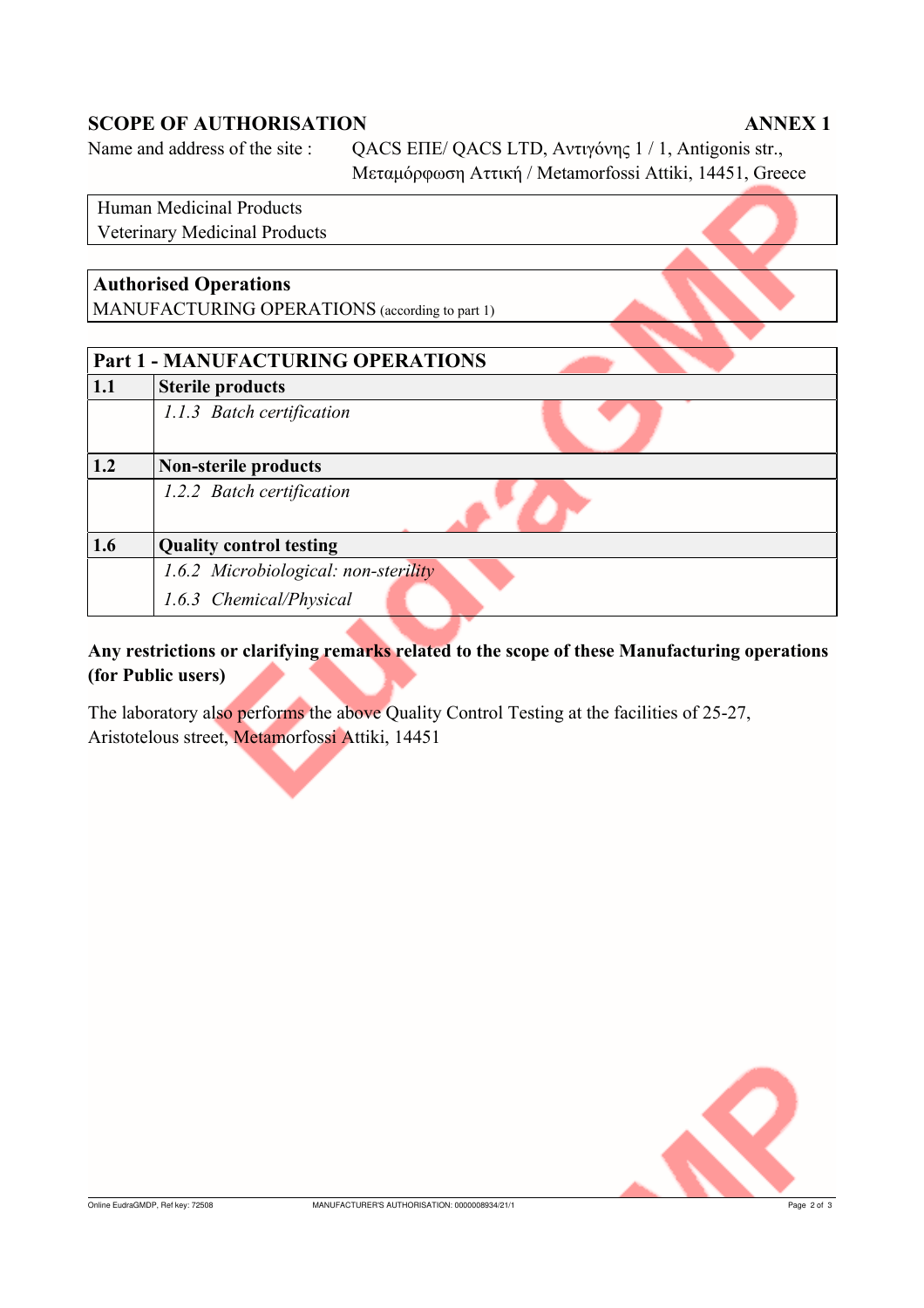**SCOPE OF AUTHORISATION** **ANNEX 1**

Name and address of the site : QACS ΕΠΕ/ QACS LTD, Αντιγόνης 1 / 1, Antigonis str., Μεταμόρφωση Αττική / Metamorfossi Attiki, 14451, Greece

| Human Medicinal Products<br>Veterinary Medicinal Products |
|---|

| **Authorised Operations**<br>MANUFACTURING OPERATIONS (according to part 1) |
|---|

| **Part 1 - MANUFACTURING OPERATIONS** | |
|---|---|
| **1.1** | **Sterile products** |
| | *1.1.3 Batch certification* |
| **1.2** | **Non-sterile products** |
| | *1.2.2 Batch certification* |
| **1.6** | **Quality control testing** |
| | *1.6.2 Microbiological: non-sterility*<br>*1.6.3 Chemical/Physical* |

**Any restrictions or clarifying remarks related to the scope of these Manufacturing operations (for Public users)**

The laboratory also performs the above Quality Control Testing at the facilities of 25-27, Aristotelous street, Metamorfossi Attiki, 14451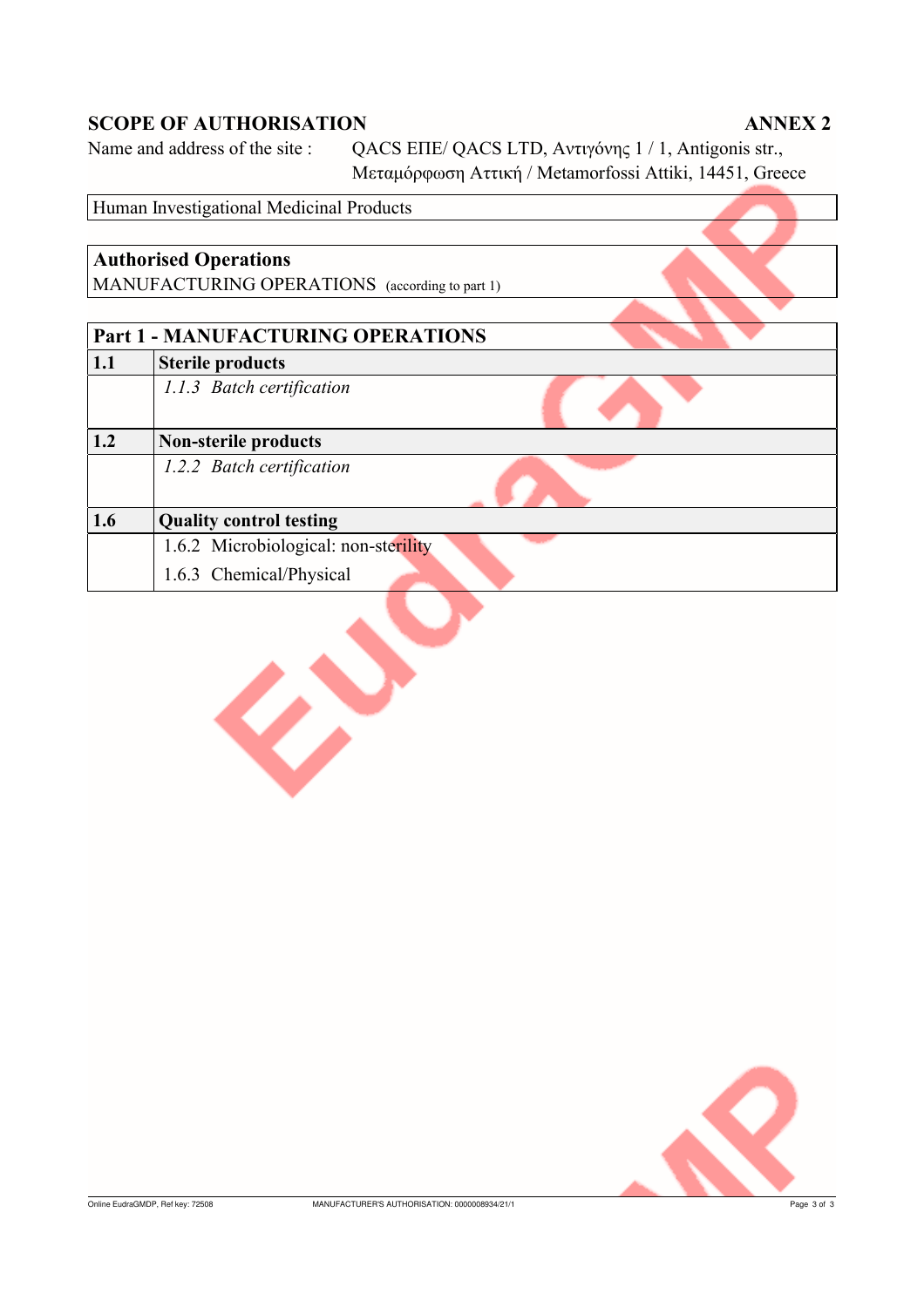## SCOPE OF AUTHORISATION

**ANNEX 2**

Name and address of the site : QACS ΕΠΕ/ QACS LTD, Αντιγόνης 1 / 1, Antigonis str., Μεταμόρφωση Αττική / Metamorfossi Attiki, 14451, Greece

| Human Investigational Medicinal Products |
|---|

| **Authorised Operations** |
|---|
| MANUFACTURING OPERATIONS (according to part 1) |

| **Part 1 - MANUFACTURING OPERATIONS** | |
|---|---|
| **1.1** | **Sterile products** |
| | *1.1.3 Batch certification* |
| **1.2** | **Non-sterile products** |
| | *1.2.2 Batch certification* |
| **1.6** | **Quality control testing** |
| | 1.6.2 Microbiological: non-sterility |
| | 1.6.3 Chemical/Physical |

Online EudraGMDP, Ref key: 72508 MANUFACTURER'S AUTHORISATION: 0000008934/21/1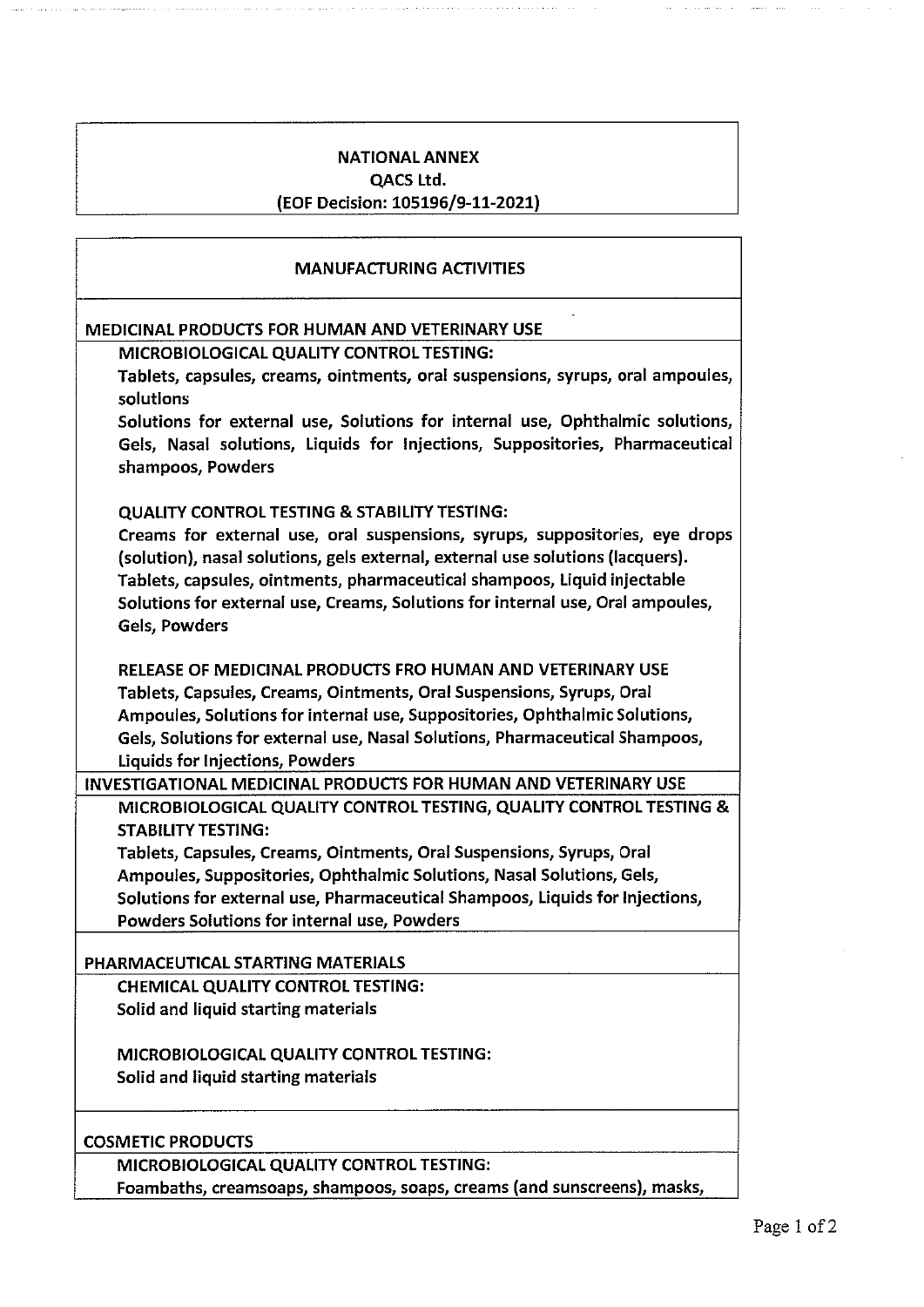**NATIONAL ANNEX**
**QACS Ltd.**
**(EOF Decision: 105196/9-11-2021)**

## MANUFACTURING ACTIVITIES

### MEDICINAL PRODUCTS FOR HUMAN AND VETERINARY USE

**MICROBIOLOGICAL QUALITY CONTROL TESTING:**

Tablets, capsules, creams, ointments, oral suspensions, syrups, oral ampoules, solutions

Solutions for external use, Solutions for internal use, Ophthalmic solutions, Gels, Nasal solutions, Liquids for Injections, Suppositories, Pharmaceutical shampoos, Powders

**QUALITY CONTROL TESTING & STABILITY TESTING:**

Creams for external use, oral suspensions, syrups, suppositories, eye drops (solution), nasal solutions, gels external, external use solutions (lacquers).
Tablets, capsules, ointments, pharmaceutical shampoos, Liquid injectable Solutions for external use, Creams, Solutions for internal use, Oral ampoules, Gels, Powders

**RELEASE OF MEDICINAL PRODUCTS FRO HUMAN AND VETERINARY USE**

Tablets, Capsules, Creams, Ointments, Oral Suspensions, Syrups, Oral Ampoules, Solutions for internal use, Suppositories, Ophthalmic Solutions, Gels, Solutions for external use, Nasal Solutions, Pharmaceutical Shampoos, Liquids for Injections, Powders

### INVESTIGATIONAL MEDICINAL PRODUCTS FOR HUMAN AND VETERINARY USE

**MICROBIOLOGICAL QUALITY CONTROL TESTING, QUALITY CONTROL TESTING & STABILITY TESTING:**

Tablets, Capsules, Creams, Ointments, Oral Suspensions, Syrups, Oral Ampoules, Suppositories, Ophthalmic Solutions, Nasal Solutions, Gels, Solutions for external use, Pharmaceutical Shampoos, Liquids for Injections, Powders Solutions for internal use, Powders

### PHARMACEUTICAL STARTING MATERIALS

**CHEMICAL QUALITY CONTROL TESTING:**

Solid and liquid starting materials

**MICROBIOLOGICAL QUALITY CONTROL TESTING:**

Solid and liquid starting materials

### COSMETIC PRODUCTS

**MICROBIOLOGICAL QUALITY CONTROL TESTING:**

Foambaths, creamsoaps, shampoos, soaps, creams (and sunscreens), masks,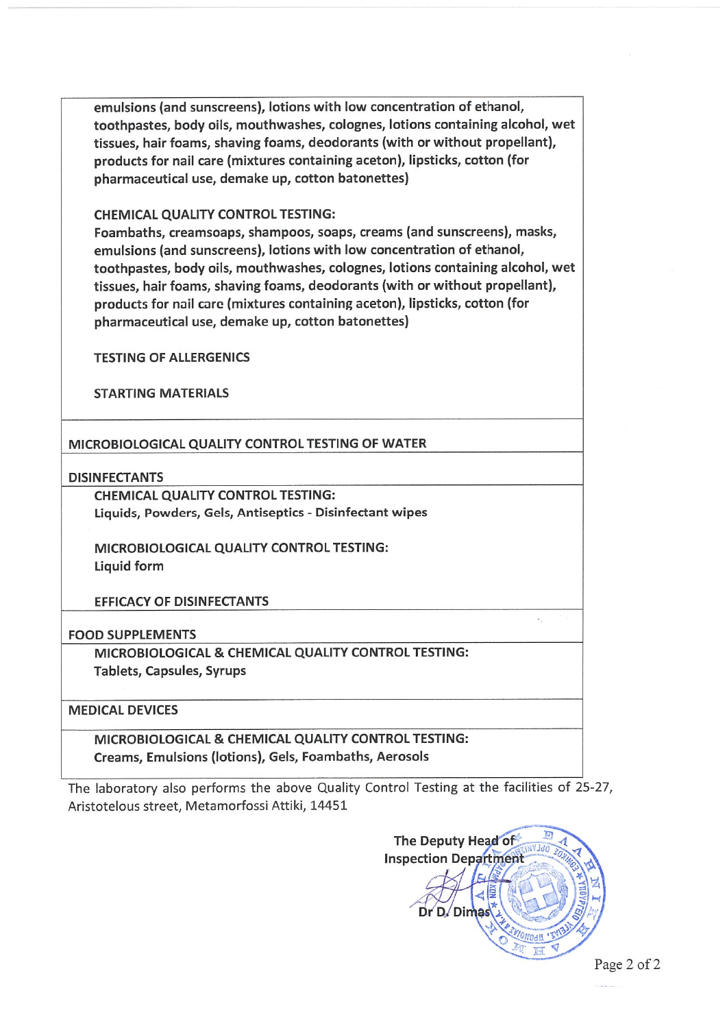emulsions (and sunscreens), lotions with low concentration of ethanol, toothpastes, body oils, mouthwashes, colognes, lotions containing alcohol, wet tissues, hair foams, shaving foams, deodorants (with or without propellant), products for nail care (mixtures containing aceton), lipsticks, cotton (for pharmaceutical use, demake up, cotton batonettes)

**CHEMICAL QUALITY CONTROL TESTING:**
Foambaths, creamsoaps, shampoos, soaps, creams (and sunscreens), masks, emulsions (and sunscreens), lotions with low concentration of ethanol, toothpastes, body oils, mouthwashes, colognes, lotions containing alcohol, wet tissues, hair foams, shaving foams, deodorants (with or without propellant), products for nail care (mixtures containing aceton), lipsticks, cotton (for pharmaceutical use, demake up, cotton batonettes)

**TESTING OF ALLERGENICS**

**STARTING MATERIALS**

**MICROBIOLOGICAL QUALITY CONTROL TESTING OF WATER**

**DISINFECTANTS**

**CHEMICAL QUALITY CONTROL TESTING:**
Liquids, Powders, Gels, Antiseptics - Disinfectant wipes

**MICROBIOLOGICAL QUALITY CONTROL TESTING:**
Liquid form

**EFFICACY OF DISINFECTANTS**

**FOOD SUPPLEMENTS**

**MICROBIOLOGICAL & CHEMICAL QUALITY CONTROL TESTING:**
Tablets, Capsules, Syrups

**MEDICAL DEVICES**

**MICROBIOLOGICAL & CHEMICAL QUALITY CONTROL TESTING:**
Creams, Emulsions (lotions), Gels, Foambaths, Aerosols

The laboratory also performs the above Quality Control Testing at the facilities of 25-27, Aristotelous street, Metamorfossi Attiki, 14451

The Deputy Head of
Inspection Department

Dr D. Dimas